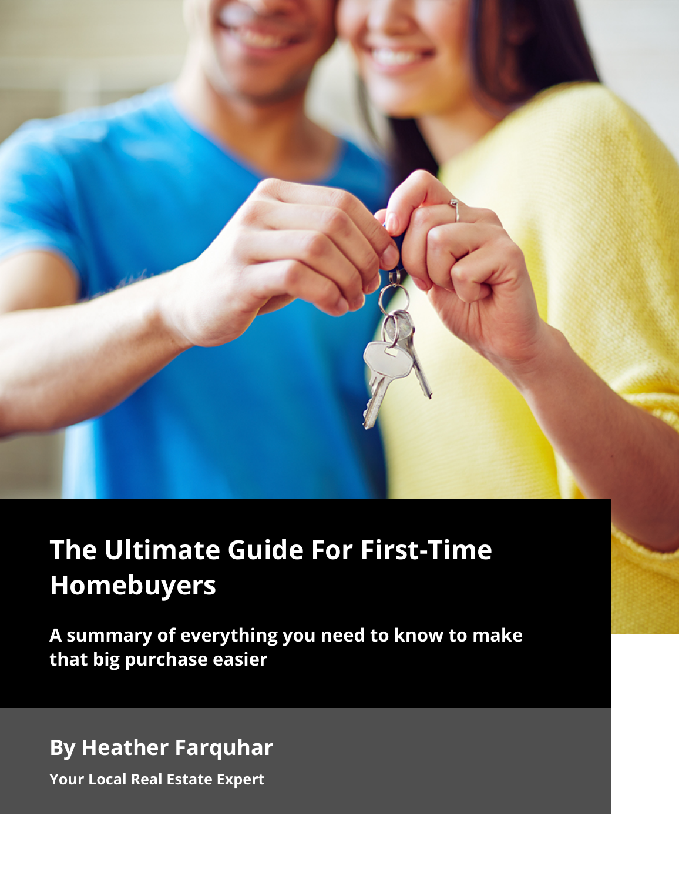# The Ultimate Guide For First-Time Homebuyers

**A summary of everything you need to know to make that big purchase easier**

## By Heather Farquhar

**Your Local Real Estate Expert**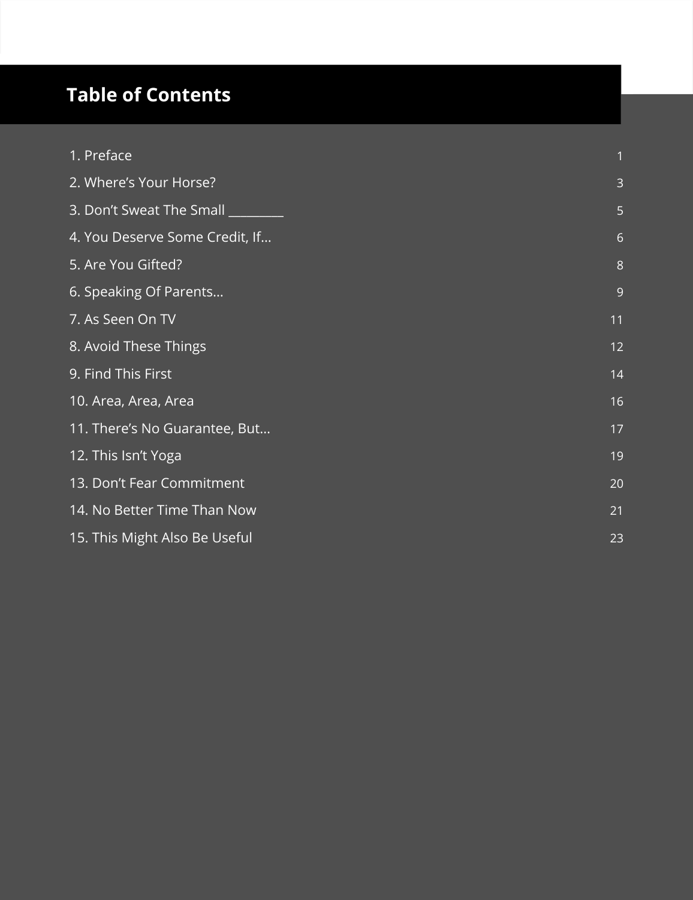# Table of Contents

| | |
|---|---|
| 1. Preface | 1 |
| 2. Where's Your Horse? | 3 |
| 3. Don't Sweat The Small _________ | 5 |
| 4. You Deserve Some Credit, If... | 6 |
| 5. Are You Gifted? | 8 |
| 6. Speaking Of Parents... | 9 |
| 7. As Seen On TV | 11 |
| 8. Avoid These Things | 12 |
| 9. Find This First | 14 |
| 10. Area, Area, Area | 16 |
| 11. There's No Guarantee, But... | 17 |
| 12. This Isn't Yoga | 19 |
| 13. Don't Fear Commitment | 20 |
| 14. No Better Time Than Now | 21 |
| 15. This Might Also Be Useful | 23 |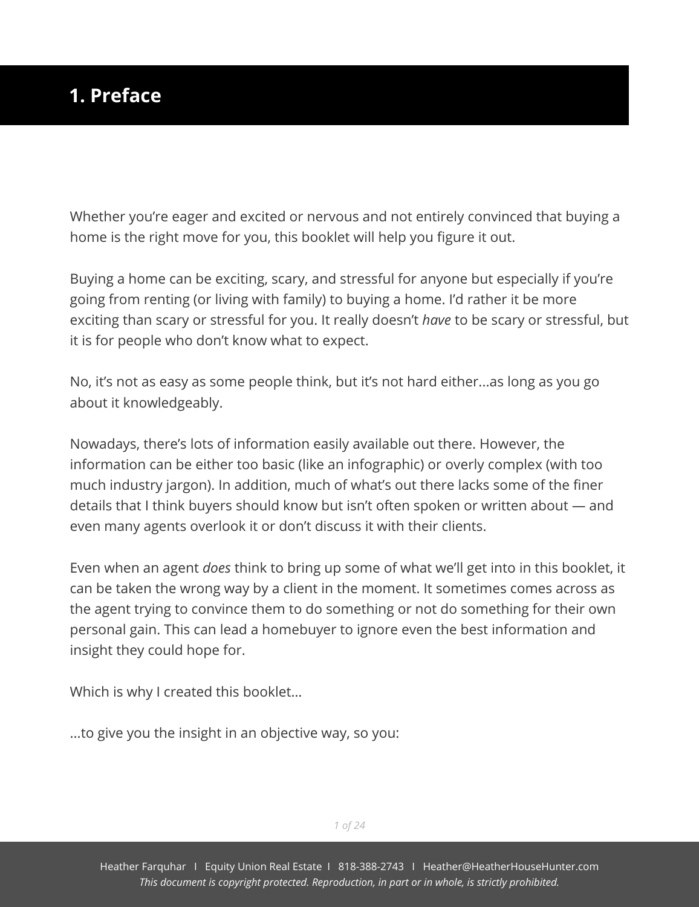# 1. Preface

Whether you're eager and excited or nervous and not entirely convinced that buying a home is the right move for you, this booklet will help you figure it out.

Buying a home can be exciting, scary, and stressful for anyone but especially if you're going from renting (or living with family) to buying a home. I'd rather it be more exciting than scary or stressful for you. It really doesn't *have* to be scary or stressful, but it is for people who don't know what to expect.

No, it's not as easy as some people think, but it's not hard either…as long as you go about it knowledgeably.

Nowadays, there's lots of information easily available out there. However, the information can be either too basic (like an infographic) or overly complex (with too much industry jargon). In addition, much of what's out there lacks some of the finer details that I think buyers should know but isn't often spoken or written about — and even many agents overlook it or don't discuss it with their clients.

Even when an agent *does* think to bring up some of what we'll get into in this booklet, it can be taken the wrong way by a client in the moment. It sometimes comes across as the agent trying to convince them to do something or not do something for their own personal gain. This can lead a homebuyer to ignore even the best information and insight they could hope for.

Which is why I created this booklet…

…to give you the insight in an objective way, so you: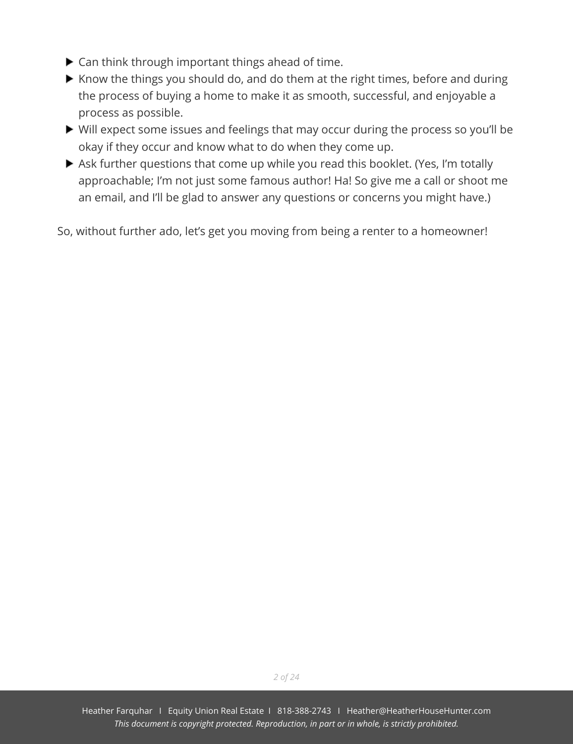- Can think through important things ahead of time.
- Know the things you should do, and do them at the right times, before and during the process of buying a home to make it as smooth, successful, and enjoyable a process as possible.
- Will expect some issues and feelings that may occur during the process so you'll be okay if they occur and know what to do when they come up.
- Ask further questions that come up while you read this booklet. (Yes, I'm totally approachable; I'm not just some famous author! Ha! So give me a call or shoot me an email, and I'll be glad to answer any questions or concerns you might have.)

So, without further ado, let's get you moving from being a renter to a homeowner!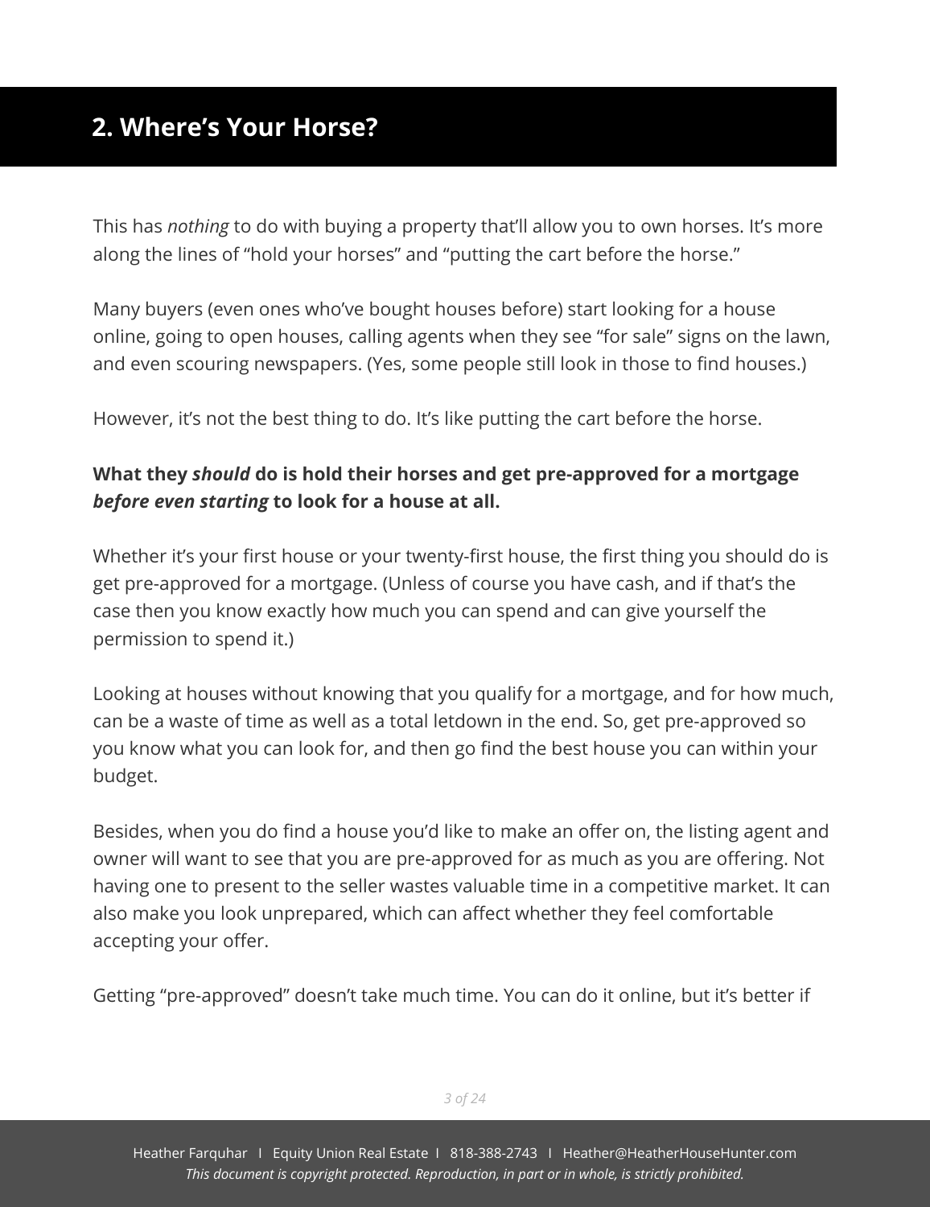## 2. Where's Your Horse?

This has *nothing* to do with buying a property that'll allow you to own horses. It's more along the lines of "hold your horses" and "putting the cart before the horse."

Many buyers (even ones who've bought houses before) start looking for a house online, going to open houses, calling agents when they see "for sale" signs on the lawn, and even scouring newspapers. (Yes, some people still look in those to find houses.)

However, it's not the best thing to do. It's like putting the cart before the horse.

**What they *should* do is hold their horses and get pre-approved for a mortgage *before even starting* to look for a house at all.**

Whether it's your first house or your twenty-first house, the first thing you should do is get pre-approved for a mortgage. (Unless of course you have cash, and if that's the case then you know exactly how much you can spend and can give yourself the permission to spend it.)

Looking at houses without knowing that you qualify for a mortgage, and for how much, can be a waste of time as well as a total letdown in the end. So, get pre-approved so you know what you can look for, and then go find the best house you can within your budget.

Besides, when you do find a house you'd like to make an offer on, the listing agent and owner will want to see that you are pre-approved for as much as you are offering. Not having one to present to the seller wastes valuable time in a competitive market. It can also make you look unprepared, which can affect whether they feel comfortable accepting your offer.

Getting "pre-approved" doesn't take much time. You can do it online, but it's better if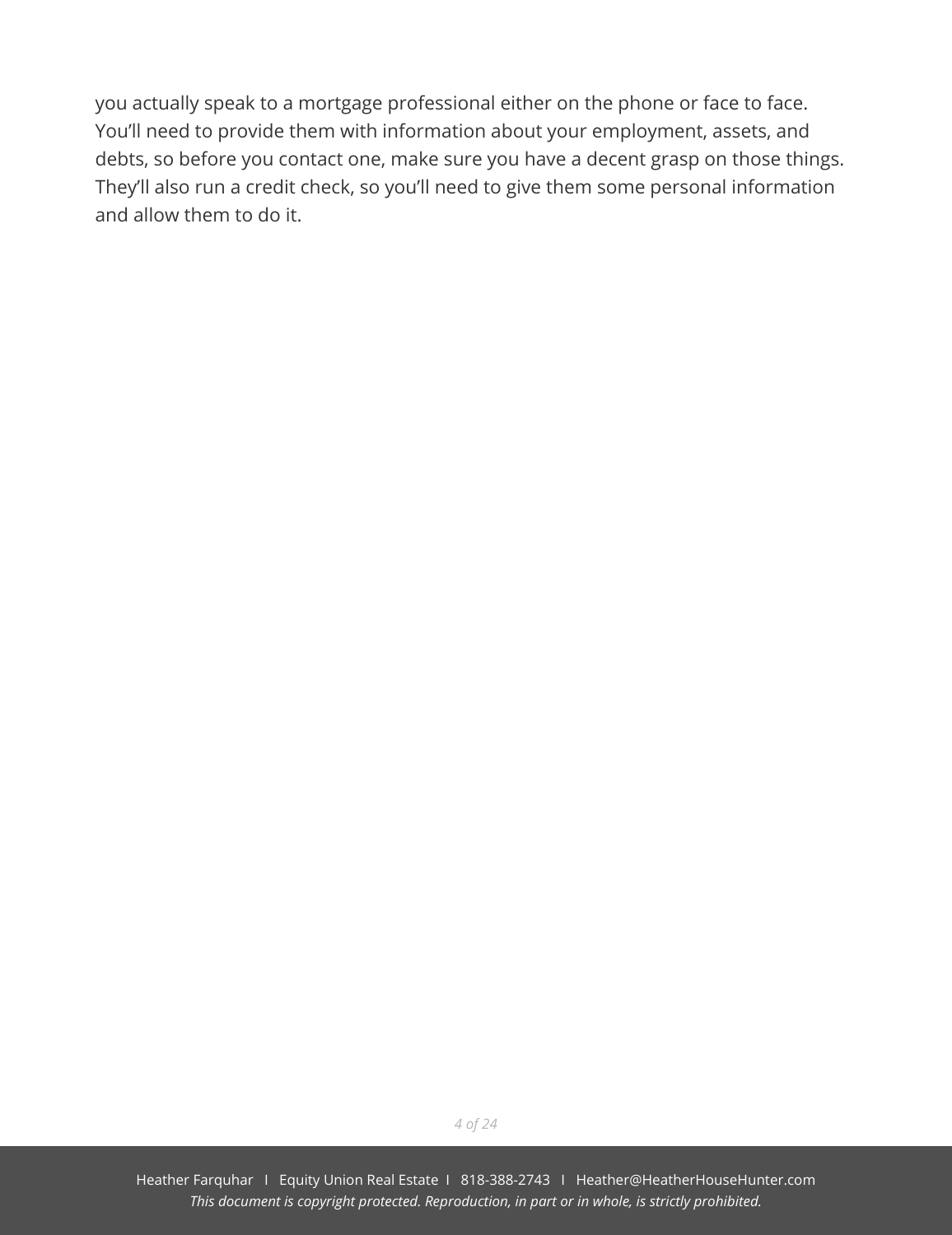you actually speak to a mortgage professional either on the phone or face to face. You'll need to provide them with information about your employment, assets, and debts, so before you contact one, make sure you have a decent grasp on those things. They'll also run a credit check, so you'll need to give them some personal information and allow them to do it.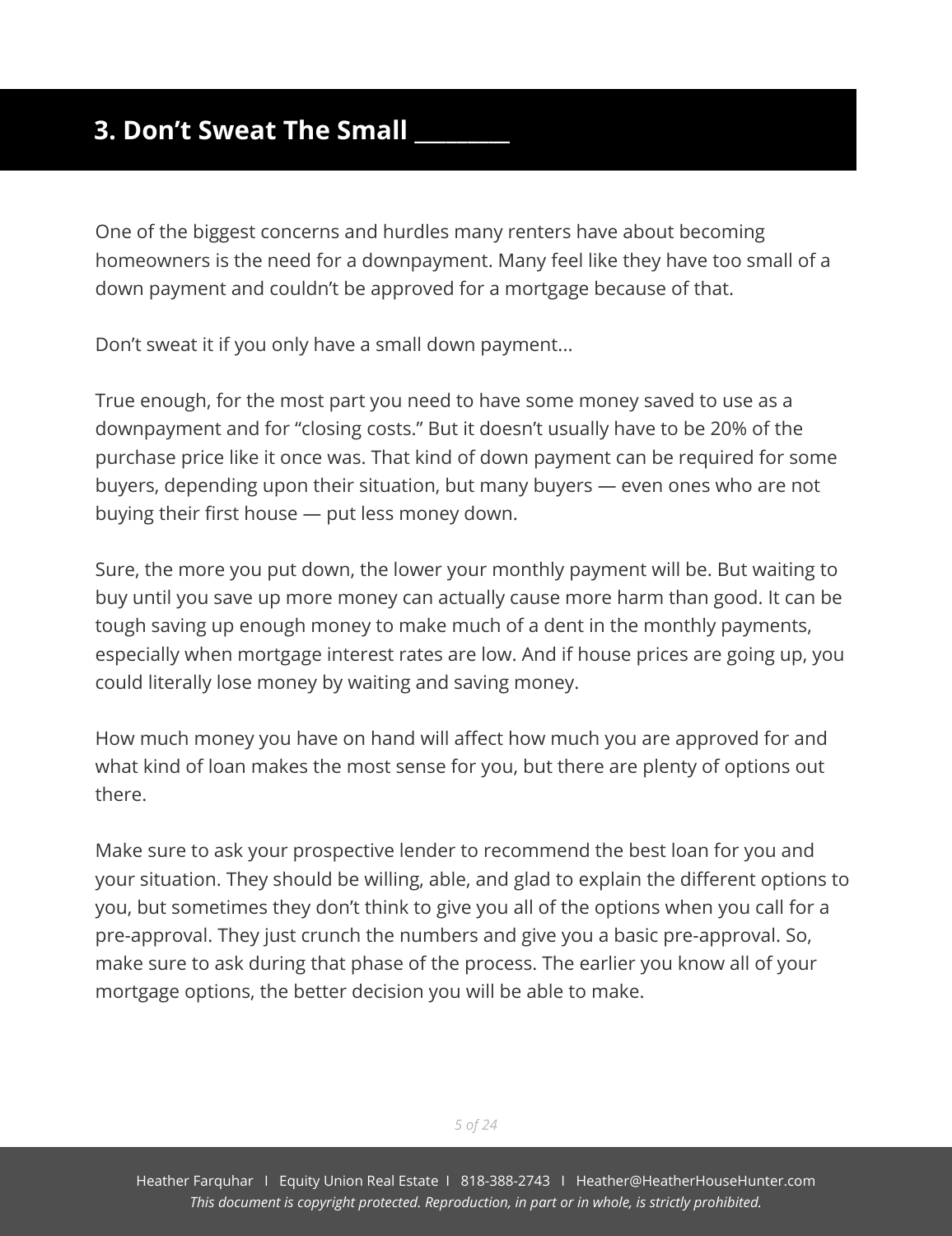## 3. Don’t Sweat The Small ________

One of the biggest concerns and hurdles many renters have about becoming homeowners is the need for a downpayment. Many feel like they have too small of a down payment and couldn’t be approved for a mortgage because of that.

Don’t sweat it if you only have a small down payment...

True enough, for the most part you need to have some money saved to use as a downpayment and for “closing costs.” But it doesn’t usually have to be 20% of the purchase price like it once was. That kind of down payment can be required for some buyers, depending upon their situation, but many buyers — even ones who are not buying their first house — put less money down.

Sure, the more you put down, the lower your monthly payment will be. But waiting to buy until you save up more money can actually cause more harm than good. It can be tough saving up enough money to make much of a dent in the monthly payments, especially when mortgage interest rates are low. And if house prices are going up, you could literally lose money by waiting and saving money.

How much money you have on hand will affect how much you are approved for and what kind of loan makes the most sense for you, but there are plenty of options out there.

Make sure to ask your prospective lender to recommend the best loan for you and your situation. They should be willing, able, and glad to explain the different options to you, but sometimes they don’t think to give you all of the options when you call for a pre-approval. They just crunch the numbers and give you a basic pre-approval. So, make sure to ask during that phase of the process. The earlier you know all of your mortgage options, the better decision you will be able to make.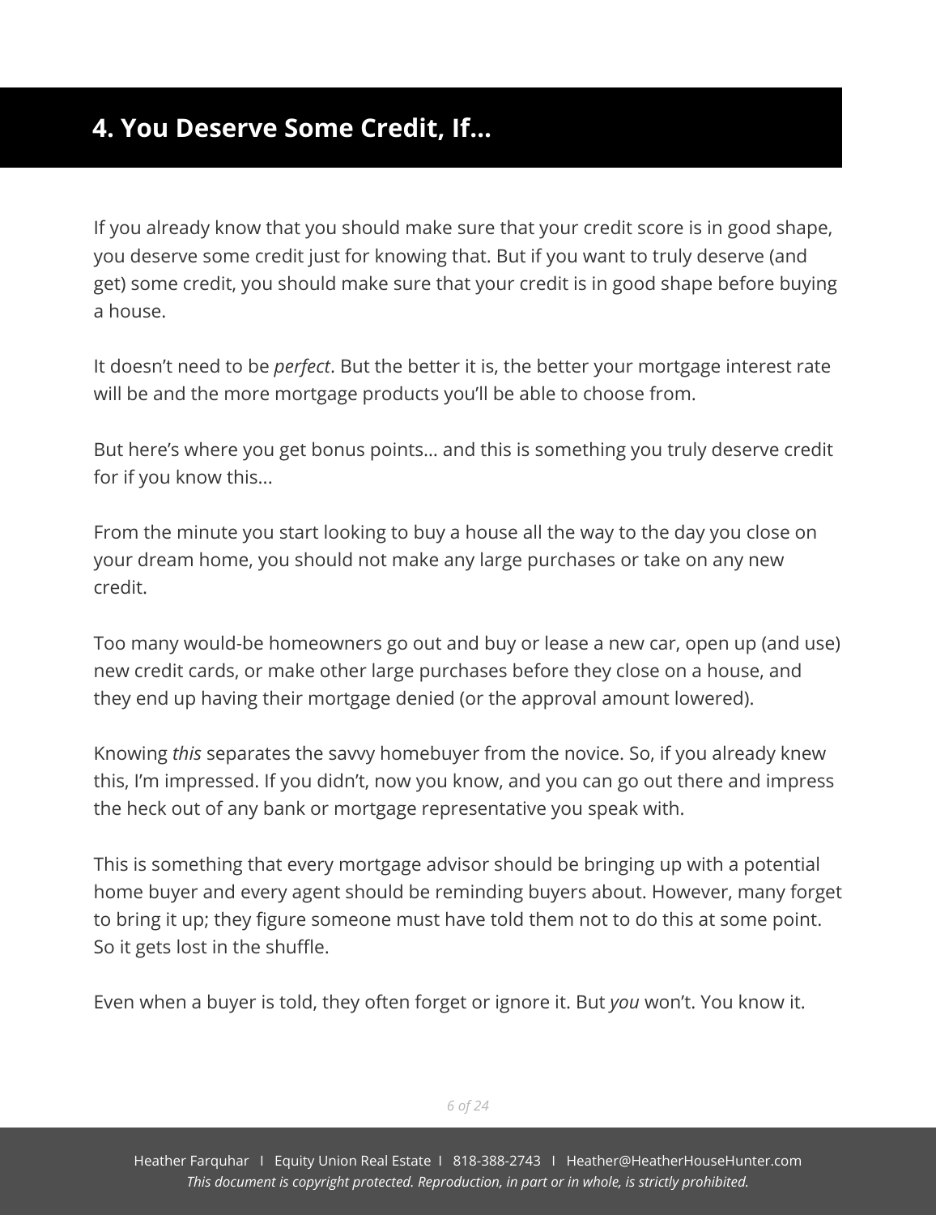## 4. You Deserve Some Credit, If...

If you already know that you should make sure that your credit score is in good shape, you deserve some credit just for knowing that. But if you want to truly deserve (and get) some credit, you should make sure that your credit is in good shape before buying a house.

It doesn't need to be *perfect*. But the better it is, the better your mortgage interest rate will be and the more mortgage products you'll be able to choose from.

But here's where you get bonus points... and this is something you truly deserve credit for if you know this...

From the minute you start looking to buy a house all the way to the day you close on your dream home, you should not make any large purchases or take on any new credit.

Too many would-be homeowners go out and buy or lease a new car, open up (and use) new credit cards, or make other large purchases before they close on a house, and they end up having their mortgage denied (or the approval amount lowered).

Knowing *this* separates the savvy homebuyer from the novice. So, if you already knew this, I'm impressed. If you didn't, now you know, and you can go out there and impress the heck out of any bank or mortgage representative you speak with.

This is something that every mortgage advisor should be bringing up with a potential home buyer and every agent should be reminding buyers about. However, many forget to bring it up; they figure someone must have told them not to do this at some point. So it gets lost in the shuffle.

Even when a buyer is told, they often forget or ignore it. But *you* won't. You know it.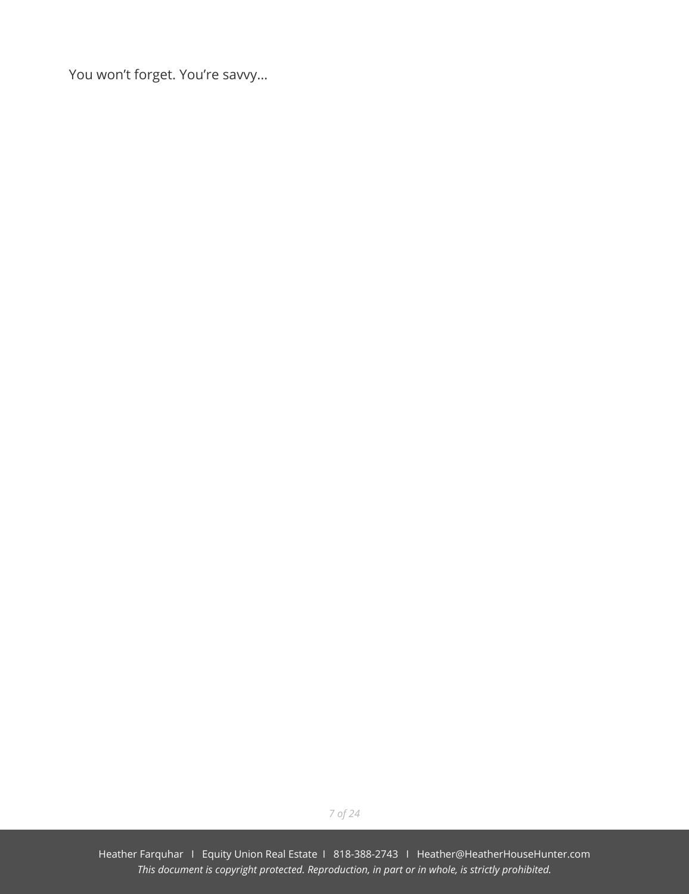You won't forget. You're savvy…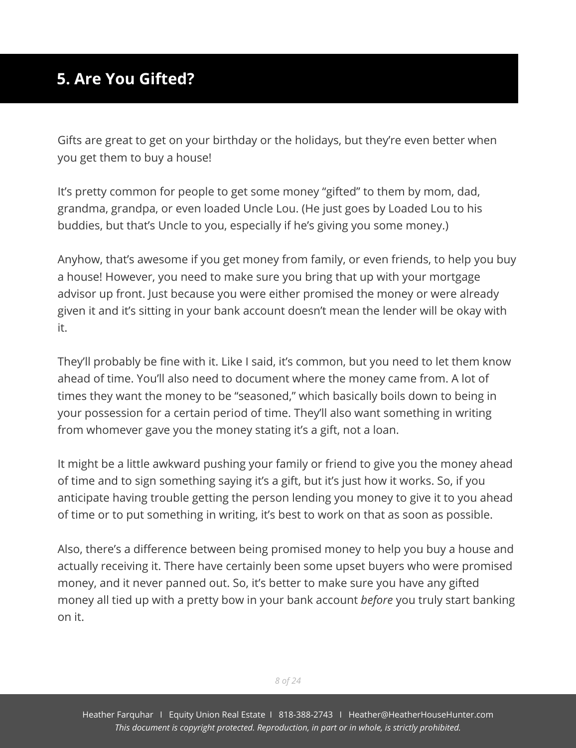## 5. Are You Gifted?

Gifts are great to get on your birthday or the holidays, but they're even better when you get them to buy a house!

It's pretty common for people to get some money "gifted" to them by mom, dad, grandma, grandpa, or even loaded Uncle Lou. (He just goes by Loaded Lou to his buddies, but that's Uncle to you, especially if he's giving you some money.)

Anyhow, that's awesome if you get money from family, or even friends, to help you buy a house! However, you need to make sure you bring that up with your mortgage advisor up front. Just because you were either promised the money or were already given it and it's sitting in your bank account doesn't mean the lender will be okay with it.

They'll probably be fine with it. Like I said, it's common, but you need to let them know ahead of time. You'll also need to document where the money came from. A lot of times they want the money to be "seasoned," which basically boils down to being in your possession for a certain period of time. They'll also want something in writing from whomever gave you the money stating it's a gift, not a loan.

It might be a little awkward pushing your family or friend to give you the money ahead of time and to sign something saying it's a gift, but it's just how it works. So, if you anticipate having trouble getting the person lending you money to give it to you ahead of time or to put something in writing, it's best to work on that as soon as possible.

Also, there's a difference between being promised money to help you buy a house and actually receiving it. There have certainly been some upset buyers who were promised money, and it never panned out. So, it's better to make sure you have any gifted money all tied up with a pretty bow in your bank account *before* you truly start banking on it.

Heather Farquhar | Equity Union Real Estate | 818-388-2743 | Heather@HeatherHouseHunter.com
*This document is copyright protected. Reproduction, in part or in whole, is strictly prohibited.*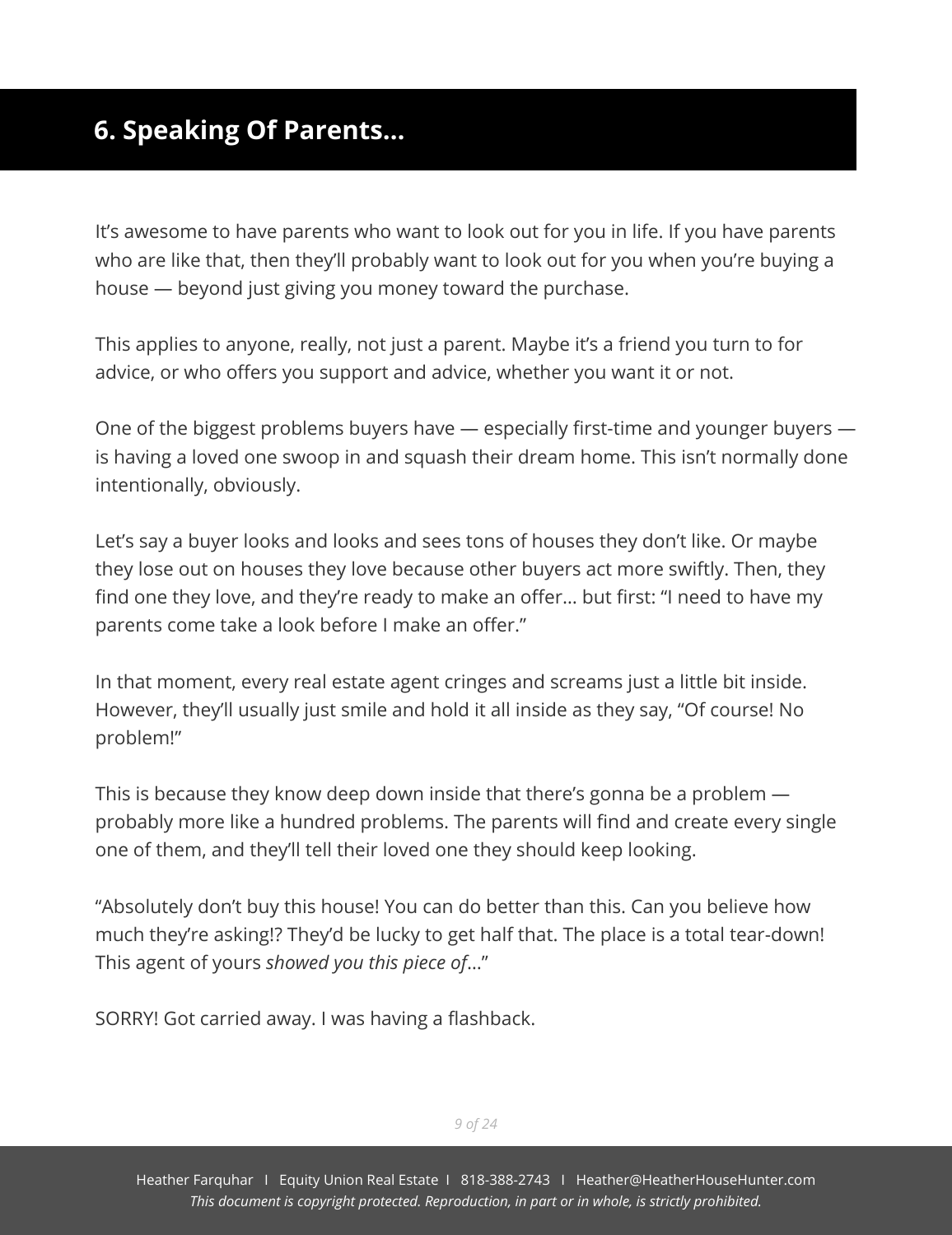## 6. Speaking Of Parents...

It's awesome to have parents who want to look out for you in life. If you have parents who are like that, then they'll probably want to look out for you when you're buying a house — beyond just giving you money toward the purchase.

This applies to anyone, really, not just a parent. Maybe it's a friend you turn to for advice, or who offers you support and advice, whether you want it or not.

One of the biggest problems buyers have — especially first-time and younger buyers — is having a loved one swoop in and squash their dream home. This isn't normally done intentionally, obviously.

Let's say a buyer looks and looks and sees tons of houses they don't like. Or maybe they lose out on houses they love because other buyers act more swiftly. Then, they find one they love, and they're ready to make an offer… but first: "I need to have my parents come take a look before I make an offer."

In that moment, every real estate agent cringes and screams just a little bit inside. However, they'll usually just smile and hold it all inside as they say, "Of course! No problem!"

This is because they know deep down inside that there's gonna be a problem — probably more like a hundred problems. The parents will find and create every single one of them, and they'll tell their loved one they should keep looking.

"Absolutely don't buy this house! You can do better than this. Can you believe how much they're asking!? They'd be lucky to get half that. The place is a total tear-down! This agent of yours *showed you this piece of*…"

SORRY! Got carried away. I was having a flashback.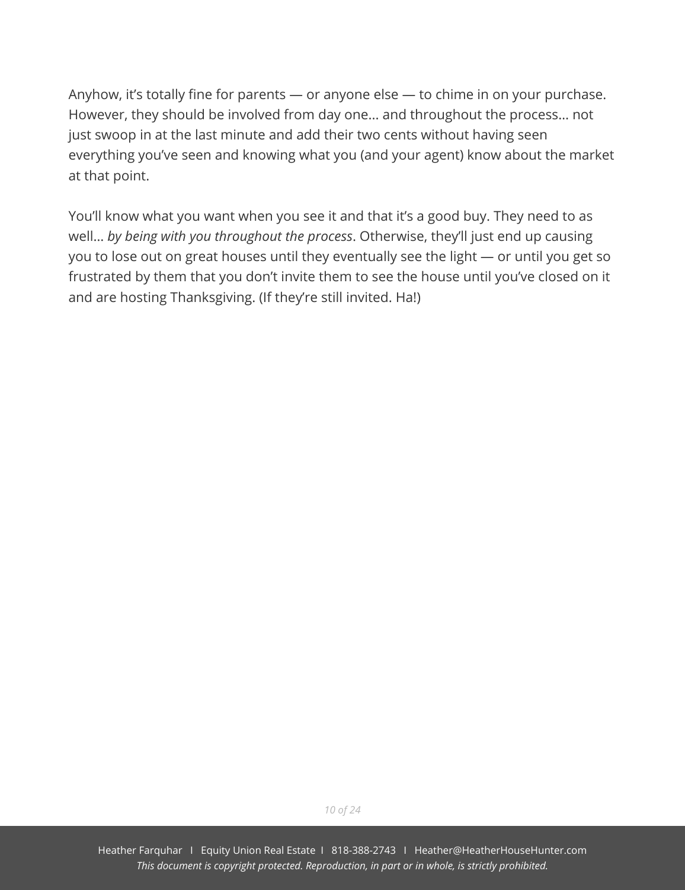Anyhow, it's totally fine for parents — or anyone else — to chime in on your purchase. However, they should be involved from day one… and throughout the process… not just swoop in at the last minute and add their two cents without having seen everything you've seen and knowing what you (and your agent) know about the market at that point.

You'll know what you want when you see it and that it's a good buy. They need to as well… *by being with you throughout the process*. Otherwise, they'll just end up causing you to lose out on great houses until they eventually see the light — or until you get so frustrated by them that you don't invite them to see the house until you've closed on it and are hosting Thanksgiving. (If they're still invited. Ha!)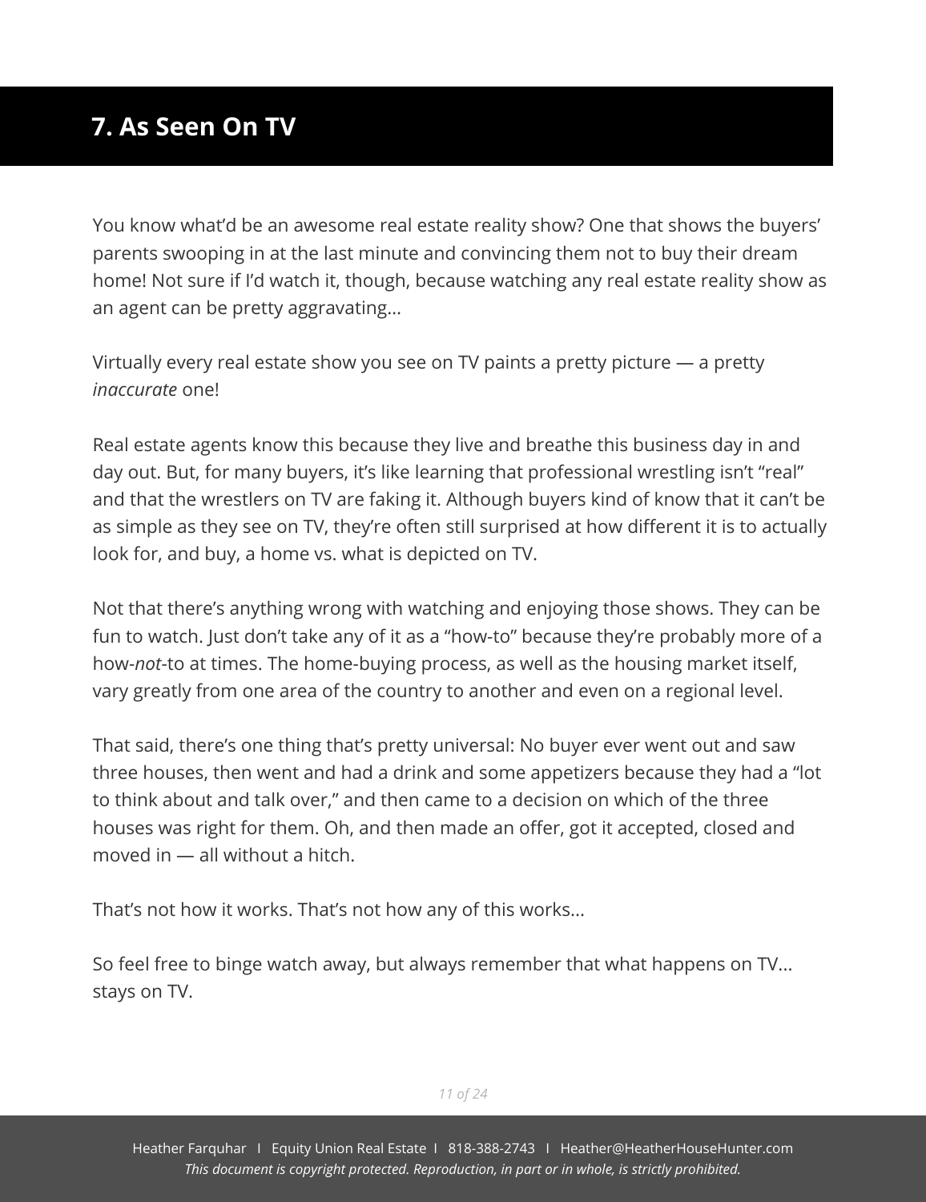## 7. As Seen On TV

You know what'd be an awesome real estate reality show? One that shows the buyers' parents swooping in at the last minute and convincing them not to buy their dream home! Not sure if I'd watch it, though, because watching any real estate reality show as an agent can be pretty aggravating...

Virtually every real estate show you see on TV paints a pretty picture — a pretty *inaccurate* one!

Real estate agents know this because they live and breathe this business day in and day out. But, for many buyers, it's like learning that professional wrestling isn't "real" and that the wrestlers on TV are faking it. Although buyers kind of know that it can't be as simple as they see on TV, they're often still surprised at how different it is to actually look for, and buy, a home vs. what is depicted on TV.

Not that there's anything wrong with watching and enjoying those shows. They can be fun to watch. Just don't take any of it as a "how-to" because they're probably more of a how-*not*-to at times. The home-buying process, as well as the housing market itself, vary greatly from one area of the country to another and even on a regional level.

That said, there's one thing that's pretty universal: No buyer ever went out and saw three houses, then went and had a drink and some appetizers because they had a "lot to think about and talk over," and then came to a decision on which of the three houses was right for them. Oh, and then made an offer, got it accepted, closed and moved in — all without a hitch.

That's not how it works. That's not how any of this works...

So feel free to binge watch away, but always remember that what happens on TV... stays on TV.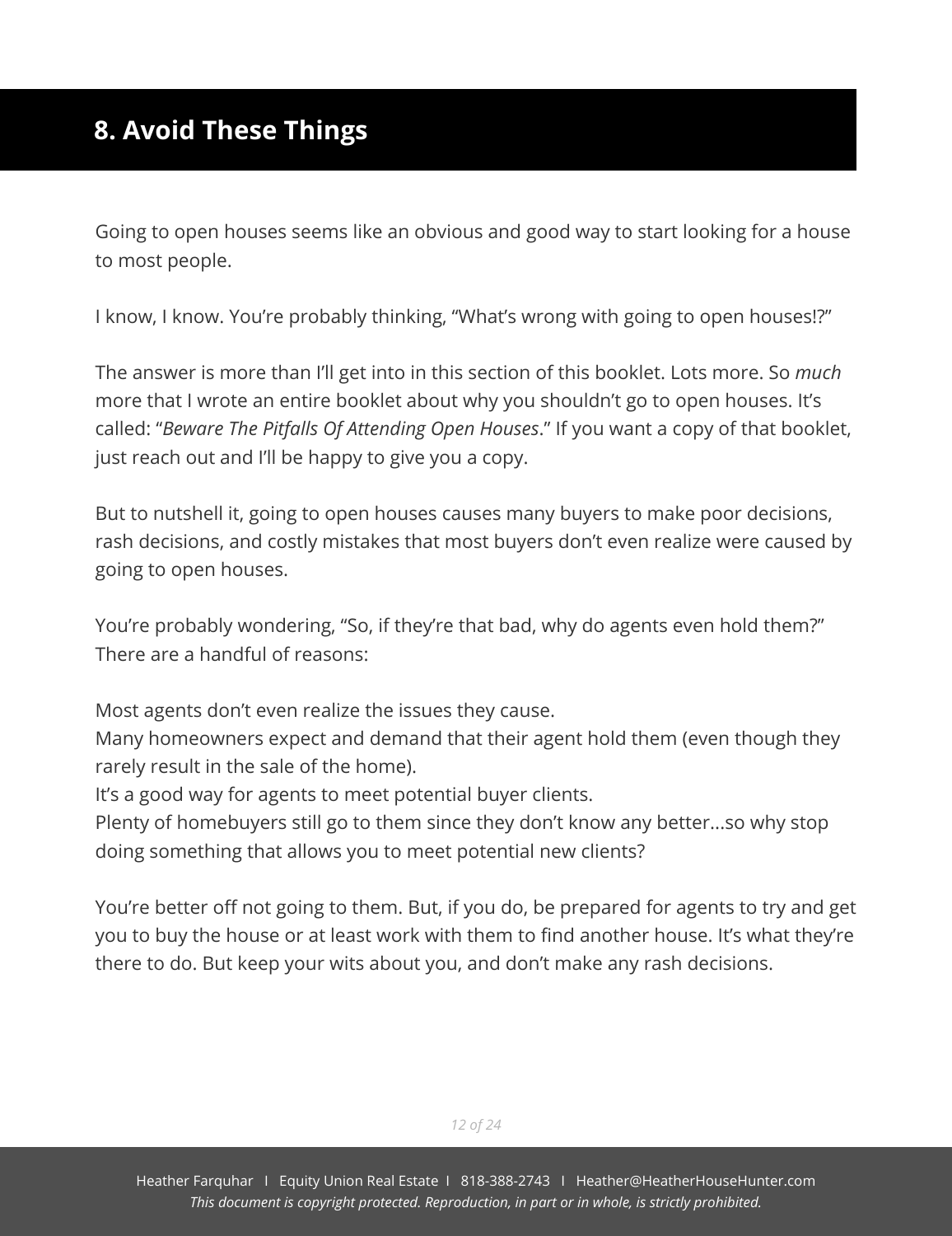## 8. Avoid These Things

Going to open houses seems like an obvious and good way to start looking for a house to most people.

I know, I know. You're probably thinking, "What's wrong with going to open houses!?"

The answer is more than I'll get into in this section of this booklet. Lots more. So *much* more that I wrote an entire booklet about why you shouldn't go to open houses. It's called: "*Beware The Pitfalls Of Attending Open Houses*." If you want a copy of that booklet, just reach out and I'll be happy to give you a copy.

But to nutshell it, going to open houses causes many buyers to make poor decisions, rash decisions, and costly mistakes that most buyers don't even realize were caused by going to open houses.

You're probably wondering, "So, if they're that bad, why do agents even hold them?" There are a handful of reasons:

Most agents don't even realize the issues they cause.
Many homeowners expect and demand that their agent hold them (even though they rarely result in the sale of the home).
It's a good way for agents to meet potential buyer clients.
Plenty of homebuyers still go to them since they don't know any better...so why stop doing something that allows you to meet potential new clients?

You're better off not going to them. But, if you do, be prepared for agents to try and get you to buy the house or at least work with them to find another house. It's what they're there to do. But keep your wits about you, and don't make any rash decisions.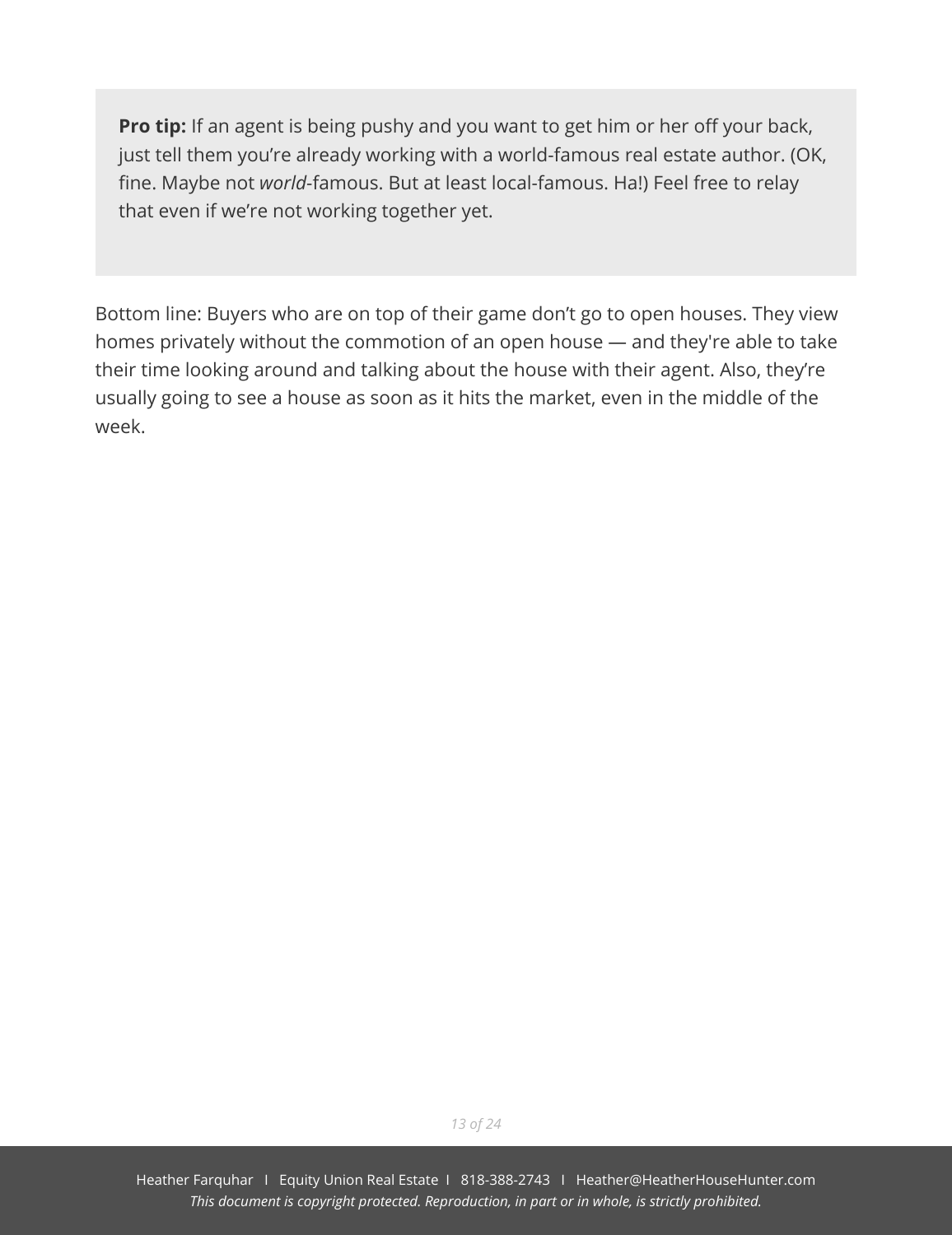> **Pro tip:** If an agent is being pushy and you want to get him or her off your back, just tell them you're already working with a world-famous real estate author. (OK, fine. Maybe not *world*-famous. But at least local-famous. Ha!) Feel free to relay that even if we're not working together yet.

Bottom line: Buyers who are on top of their game don't go to open houses. They view homes privately without the commotion of an open house — and they're able to take their time looking around and talking about the house with their agent. Also, they're usually going to see a house as soon as it hits the market, even in the middle of the week.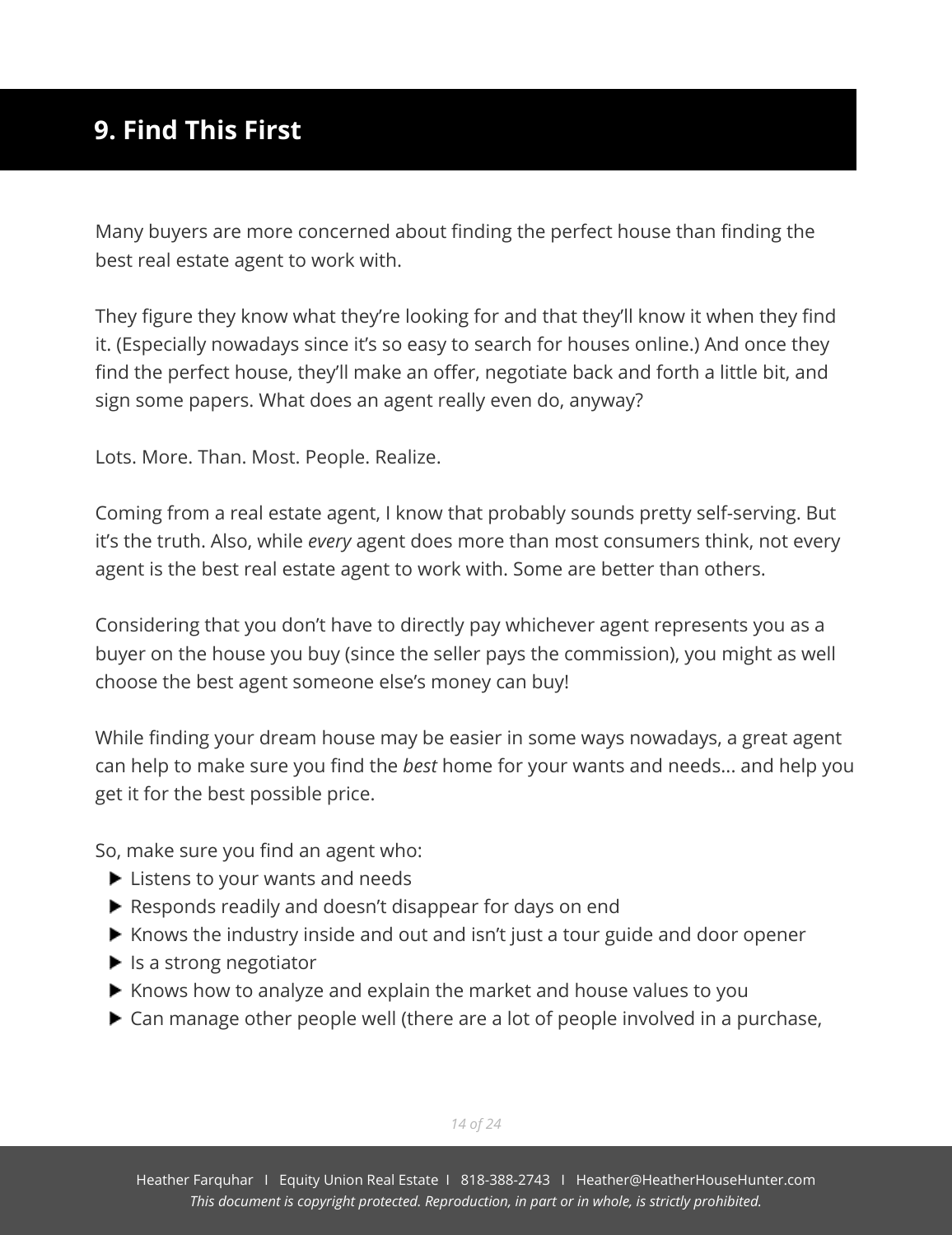## 9. Find This First

Many buyers are more concerned about finding the perfect house than finding the best real estate agent to work with.

They figure they know what they're looking for and that they'll know it when they find it. (Especially nowadays since it's so easy to search for houses online.) And once they find the perfect house, they'll make an offer, negotiate back and forth a little bit, and sign some papers. What does an agent really even do, anyway?

Lots. More. Than. Most. People. Realize.

Coming from a real estate agent, I know that probably sounds pretty self-serving. But it's the truth. Also, while *every* agent does more than most consumers think, not every agent is the best real estate agent to work with. Some are better than others.

Considering that you don't have to directly pay whichever agent represents you as a buyer on the house you buy (since the seller pays the commission), you might as well choose the best agent someone else's money can buy!

While finding your dream house may be easier in some ways nowadays, a great agent can help to make sure you find the *best* home for your wants and needs... and help you get it for the best possible price.

So, make sure you find an agent who:

- Listens to your wants and needs
- Responds readily and doesn't disappear for days on end
- Knows the industry inside and out and isn't just a tour guide and door opener
- Is a strong negotiator
- Knows how to analyze and explain the market and house values to you
- Can manage other people well (there are a lot of people involved in a purchase,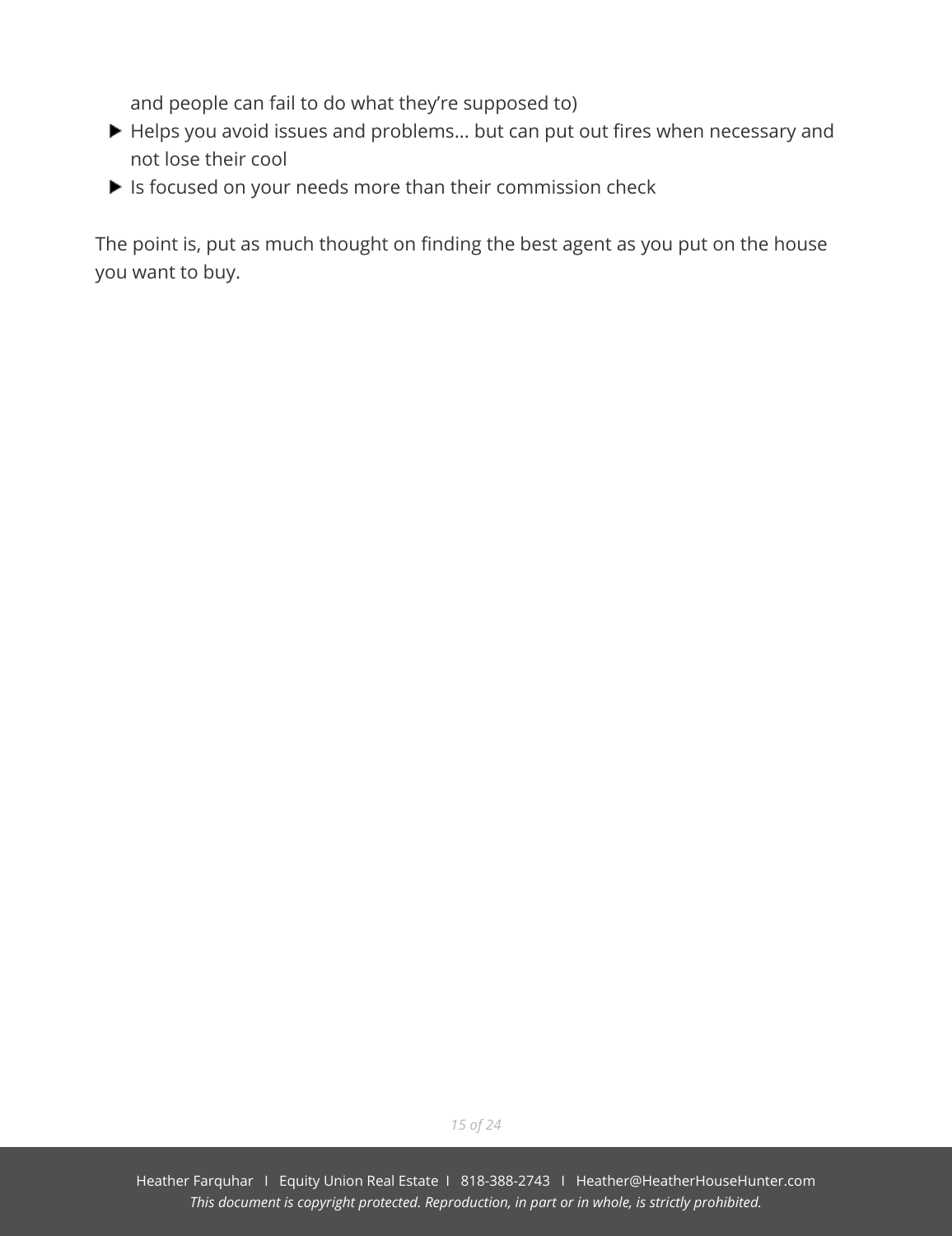and people can fail to do what they're supposed to)

- Helps you avoid issues and problems… but can put out fires when necessary and not lose their cool
- Is focused on your needs more than their commission check

The point is, put as much thought on finding the best agent as you put on the house you want to buy.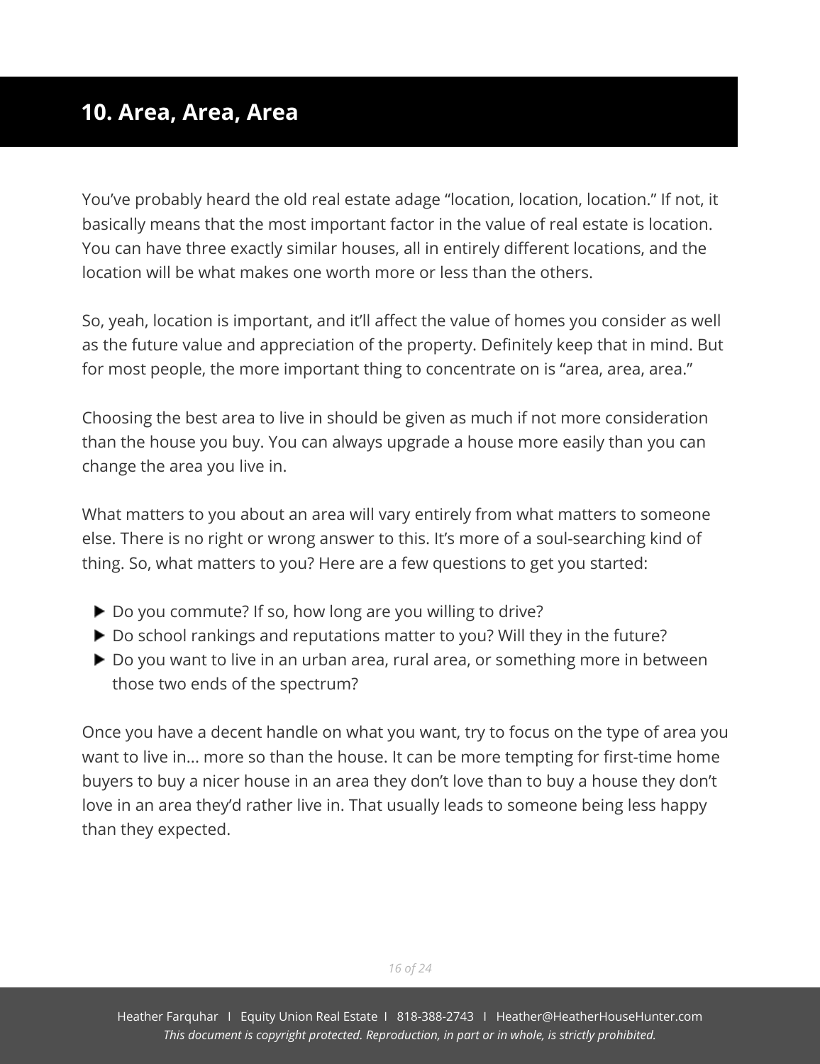## 10. Area, Area, Area

You've probably heard the old real estate adage "location, location, location." If not, it basically means that the most important factor in the value of real estate is location. You can have three exactly similar houses, all in entirely different locations, and the location will be what makes one worth more or less than the others.

So, yeah, location is important, and it'll affect the value of homes you consider as well as the future value and appreciation of the property. Definitely keep that in mind. But for most people, the more important thing to concentrate on is "area, area, area."

Choosing the best area to live in should be given as much if not more consideration than the house you buy. You can always upgrade a house more easily than you can change the area you live in.

What matters to you about an area will vary entirely from what matters to someone else. There is no right or wrong answer to this. It's more of a soul-searching kind of thing. So, what matters to you? Here are a few questions to get you started:

- Do you commute? If so, how long are you willing to drive?
- Do school rankings and reputations matter to you? Will they in the future?
- Do you want to live in an urban area, rural area, or something more in between those two ends of the spectrum?

Once you have a decent handle on what you want, try to focus on the type of area you want to live in... more so than the house. It can be more tempting for first-time home buyers to buy a nicer house in an area they don't love than to buy a house they don't love in an area they'd rather live in. That usually leads to someone being less happy than they expected.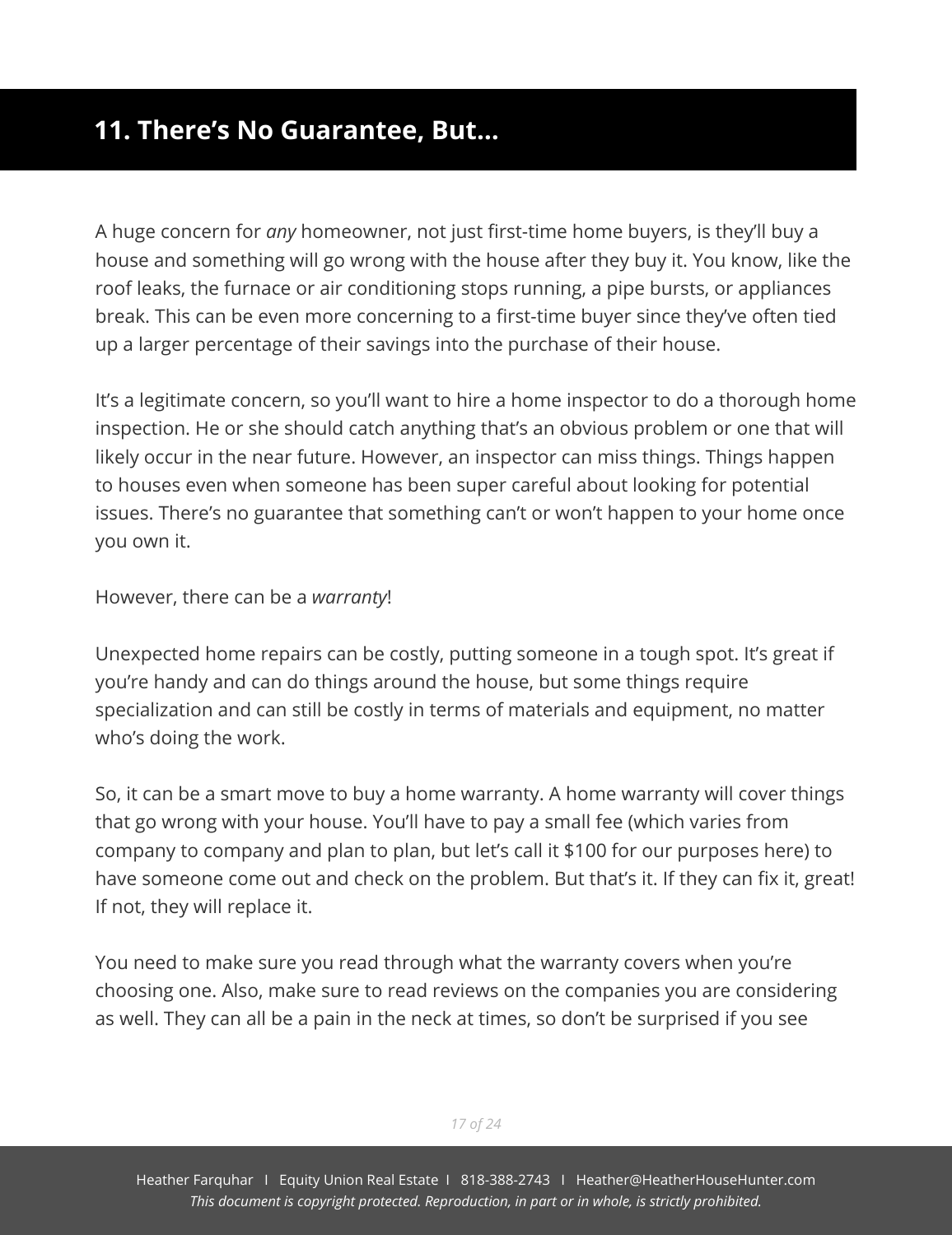## 11. There's No Guarantee, But...

A huge concern for *any* homeowner, not just first-time home buyers, is they'll buy a house and something will go wrong with the house after they buy it. You know, like the roof leaks, the furnace or air conditioning stops running, a pipe bursts, or appliances break. This can be even more concerning to a first-time buyer since they've often tied up a larger percentage of their savings into the purchase of their house.

It's a legitimate concern, so you'll want to hire a home inspector to do a thorough home inspection. He or she should catch anything that's an obvious problem or one that will likely occur in the near future. However, an inspector can miss things. Things happen to houses even when someone has been super careful about looking for potential issues. There's no guarantee that something can't or won't happen to your home once you own it.

However, there can be a *warranty*!

Unexpected home repairs can be costly, putting someone in a tough spot. It's great if you're handy and can do things around the house, but some things require specialization and can still be costly in terms of materials and equipment, no matter who's doing the work.

So, it can be a smart move to buy a home warranty. A home warranty will cover things that go wrong with your house. You'll have to pay a small fee (which varies from company to company and plan to plan, but let's call it $100 for our purposes here) to have someone come out and check on the problem. But that's it. If they can fix it, great! If not, they will replace it.

You need to make sure you read through what the warranty covers when you're choosing one. Also, make sure to read reviews on the companies you are considering as well. They can all be a pain in the neck at times, so don't be surprised if you see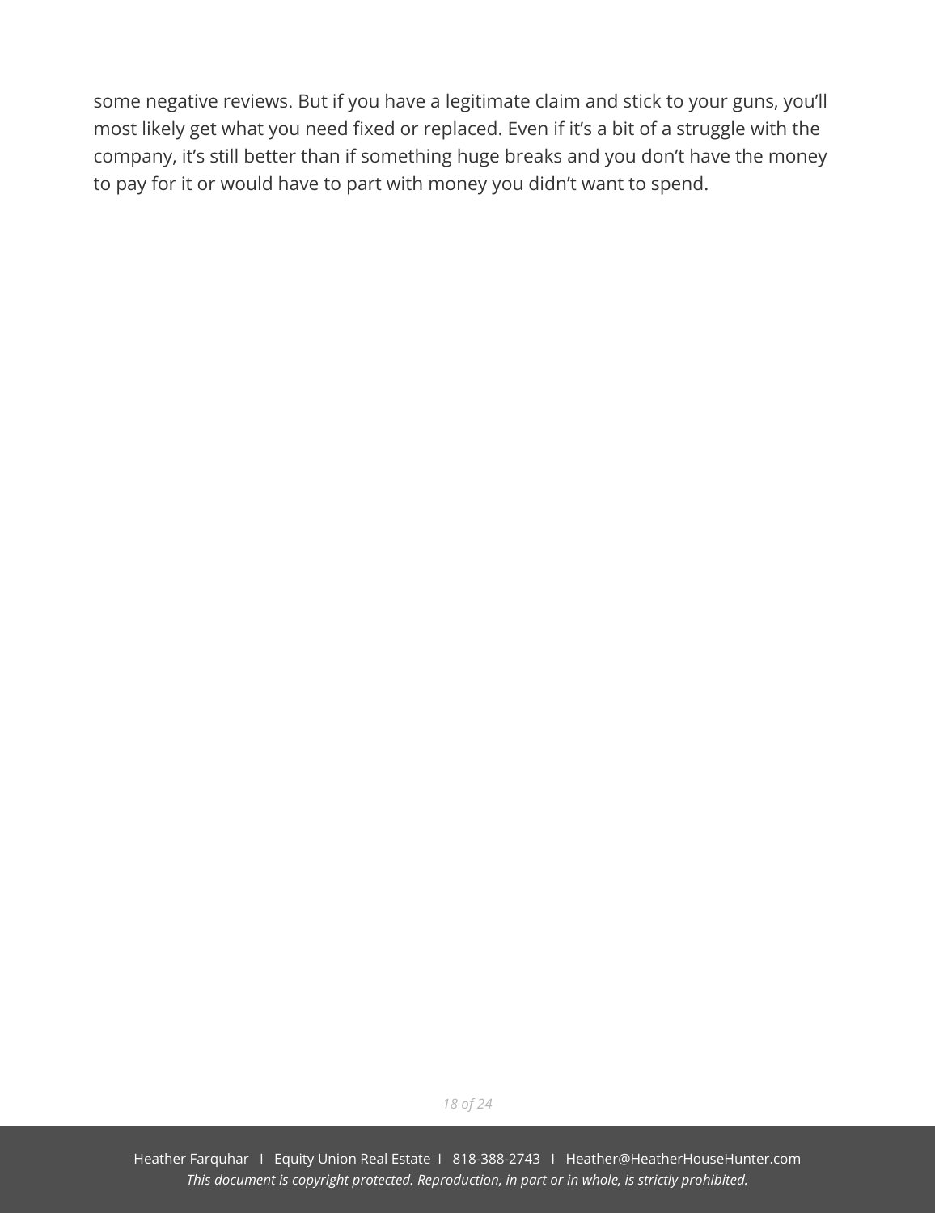some negative reviews. But if you have a legitimate claim and stick to your guns, you'll most likely get what you need fixed or replaced. Even if it's a bit of a struggle with the company, it's still better than if something huge breaks and you don't have the money to pay for it or would have to part with money you didn't want to spend.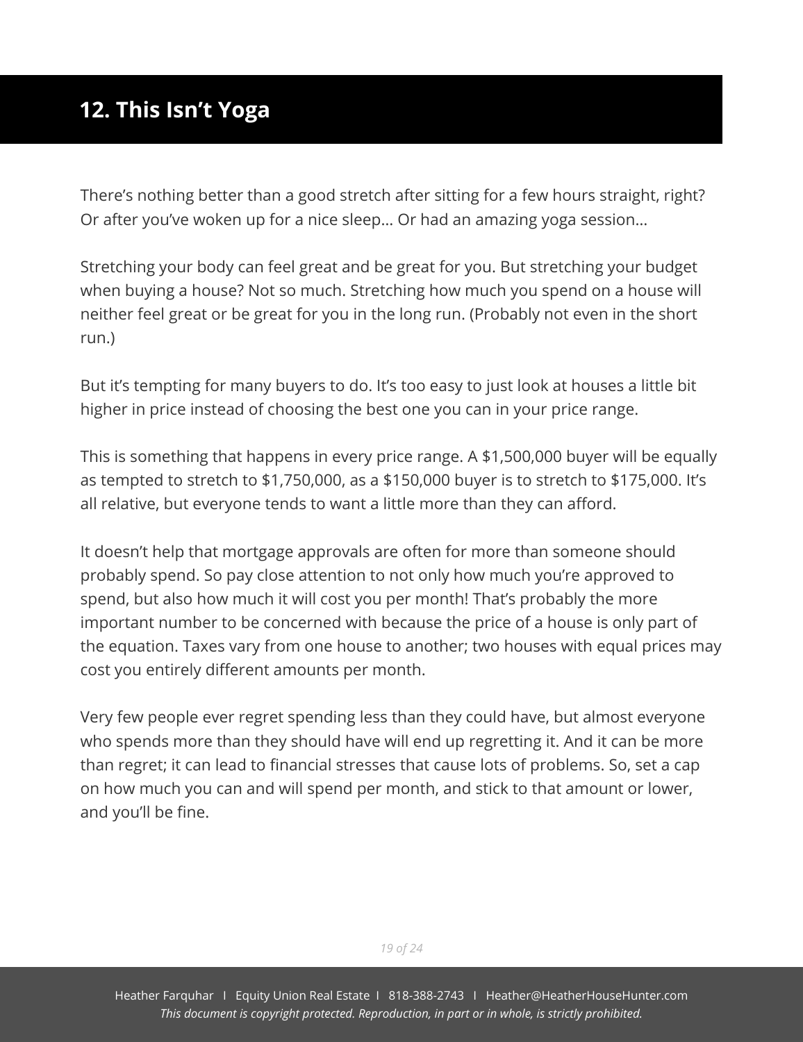## 12. This Isn't Yoga

There's nothing better than a good stretch after sitting for a few hours straight, right? Or after you've woken up for a nice sleep… Or had an amazing yoga session…

Stretching your body can feel great and be great for you. But stretching your budget when buying a house? Not so much. Stretching how much you spend on a house will neither feel great or be great for you in the long run. (Probably not even in the short run.)

But it's tempting for many buyers to do. It's too easy to just look at houses a little bit higher in price instead of choosing the best one you can in your price range.

This is something that happens in every price range. A $1,500,000 buyer will be equally as tempted to stretch to $1,750,000, as a $150,000 buyer is to stretch to $175,000. It's all relative, but everyone tends to want a little more than they can afford.

It doesn't help that mortgage approvals are often for more than someone should probably spend. So pay close attention to not only how much you're approved to spend, but also how much it will cost you per month! That's probably the more important number to be concerned with because the price of a house is only part of the equation. Taxes vary from one house to another; two houses with equal prices may cost you entirely different amounts per month.

Very few people ever regret spending less than they could have, but almost everyone who spends more than they should have will end up regretting it. And it can be more than regret; it can lead to financial stresses that cause lots of problems. So, set a cap on how much you can and will spend per month, and stick to that amount or lower, and you'll be fine.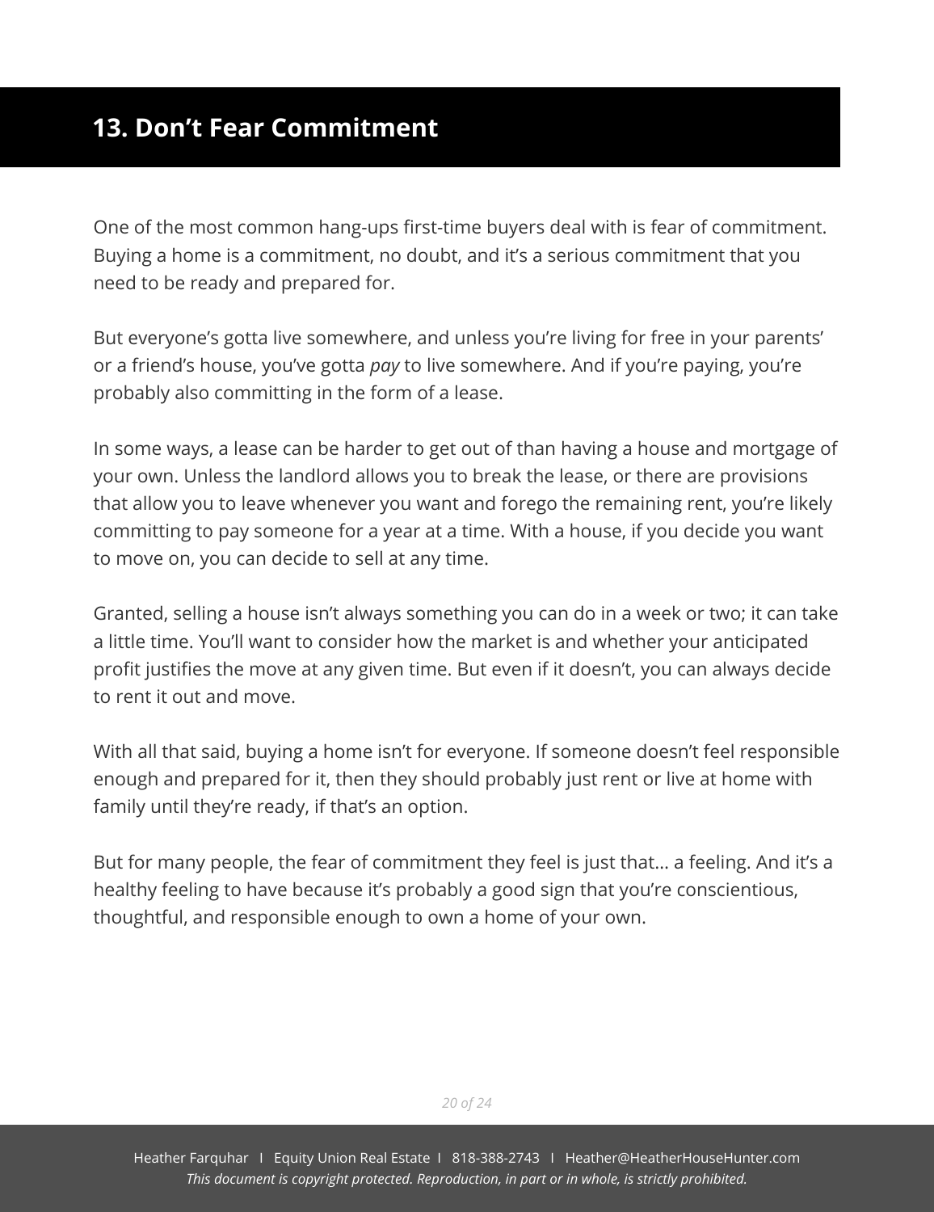## 13. Don't Fear Commitment

One of the most common hang-ups first-time buyers deal with is fear of commitment. Buying a home is a commitment, no doubt, and it's a serious commitment that you need to be ready and prepared for.

But everyone's gotta live somewhere, and unless you're living for free in your parents' or a friend's house, you've gotta *pay* to live somewhere. And if you're paying, you're probably also committing in the form of a lease.

In some ways, a lease can be harder to get out of than having a house and mortgage of your own. Unless the landlord allows you to break the lease, or there are provisions that allow you to leave whenever you want and forego the remaining rent, you're likely committing to pay someone for a year at a time. With a house, if you decide you want to move on, you can decide to sell at any time.

Granted, selling a house isn't always something you can do in a week or two; it can take a little time. You'll want to consider how the market is and whether your anticipated profit justifies the move at any given time. But even if it doesn't, you can always decide to rent it out and move.

With all that said, buying a home isn't for everyone. If someone doesn't feel responsible enough and prepared for it, then they should probably just rent or live at home with family until they're ready, if that's an option.

But for many people, the fear of commitment they feel is just that… a feeling. And it's a healthy feeling to have because it's probably a good sign that you're conscientious, thoughtful, and responsible enough to own a home of your own.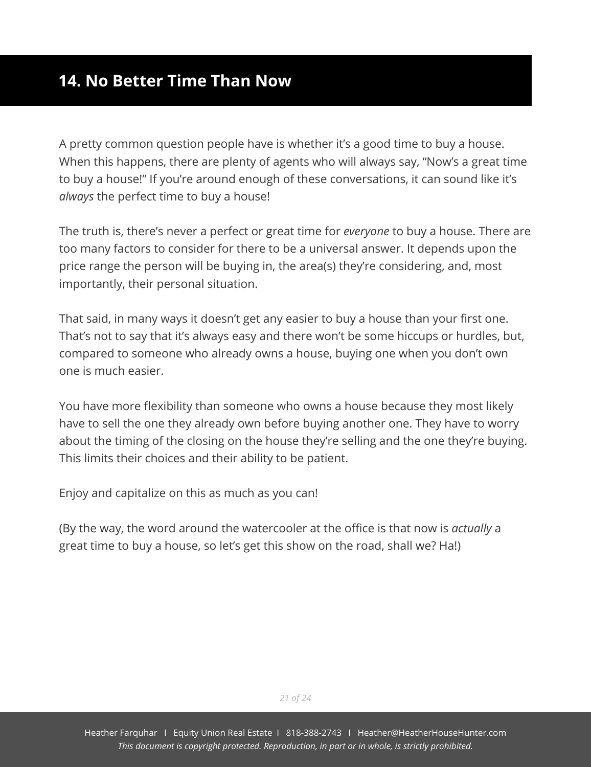## 14. No Better Time Than Now

A pretty common question people have is whether it's a good time to buy a house. When this happens, there are plenty of agents who will always say, "Now's a great time to buy a house!" If you're around enough of these conversations, it can sound like it's *always* the perfect time to buy a house!

The truth is, there's never a perfect or great time for *everyone* to buy a house. There are too many factors to consider for there to be a universal answer. It depends upon the price range the person will be buying in, the area(s) they're considering, and, most importantly, their personal situation.

That said, in many ways it doesn't get any easier to buy a house than your first one. That's not to say that it's always easy and there won't be some hiccups or hurdles, but, compared to someone who already owns a house, buying one when you don't own one is much easier.

You have more flexibility than someone who owns a house because they most likely have to sell the one they already own before buying another one. They have to worry about the timing of the closing on the house they're selling and the one they're buying. This limits their choices and their ability to be patient.

Enjoy and capitalize on this as much as you can!

(By the way, the word around the watercooler at the office is that now is *actually* a great time to buy a house, so let's get this show on the road, shall we? Ha!)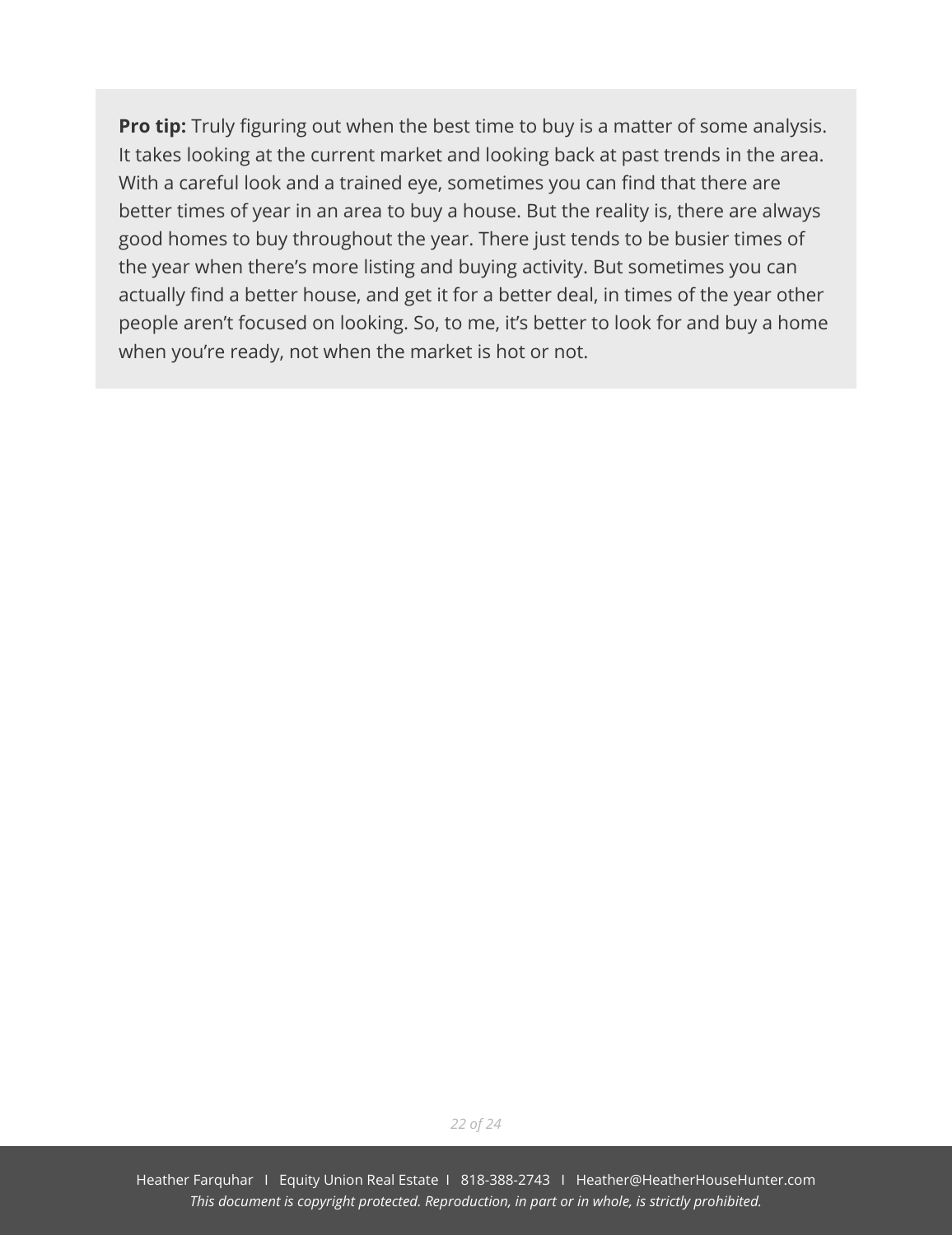**Pro tip:** Truly figuring out when the best time to buy is a matter of some analysis. It takes looking at the current market and looking back at past trends in the area. With a careful look and a trained eye, sometimes you can find that there are better times of year in an area to buy a house. But the reality is, there are always good homes to buy throughout the year. There just tends to be busier times of the year when there's more listing and buying activity. But sometimes you can actually find a better house, and get it for a better deal, in times of the year other people aren't focused on looking. So, to me, it's better to look for and buy a home when you're ready, not when the market is hot or not.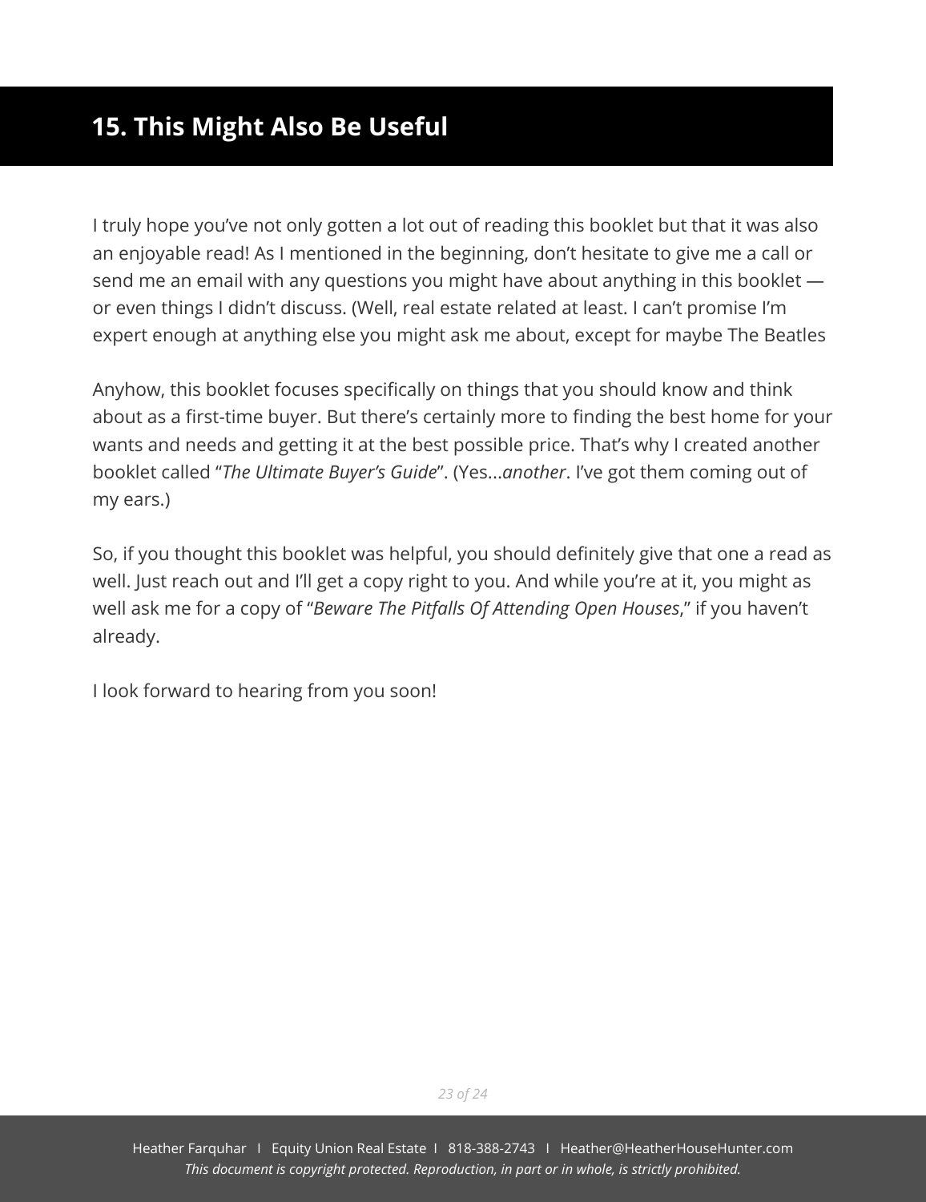## 15. This Might Also Be Useful

I truly hope you've not only gotten a lot out of reading this booklet but that it was also an enjoyable read! As I mentioned in the beginning, don't hesitate to give me a call or send me an email with any questions you might have about anything in this booklet — or even things I didn't discuss. (Well, real estate related at least. I can't promise I'm expert enough at anything else you might ask me about, except for maybe The Beatles

Anyhow, this booklet focuses specifically on things that you should know and think about as a first-time buyer. But there's certainly more to finding the best home for your wants and needs and getting it at the best possible price. That's why I created another booklet called "*The Ultimate Buyer's Guide*". (Yes...*another*. I've got them coming out of my ears.)

So, if you thought this booklet was helpful, you should definitely give that one a read as well. Just reach out and I'll get a copy right to you. And while you're at it, you might as well ask me for a copy of "*Beware The Pitfalls Of Attending Open Houses*," if you haven't already.

I look forward to hearing from you soon!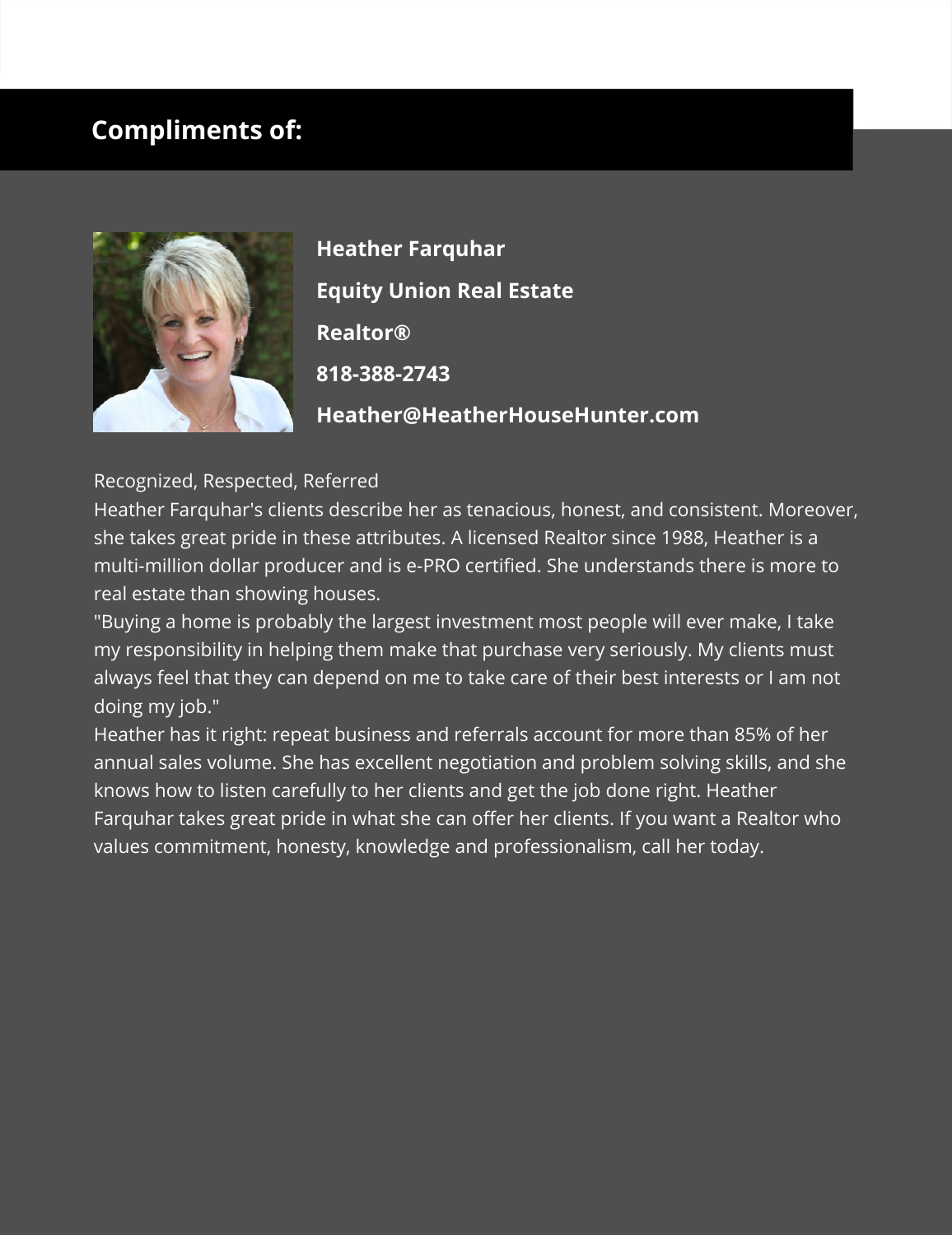## Compliments of:

**Heather Farquhar**

**Equity Union Real Estate**

**Realtor®**

**818-388-2743**

**Heather@HeatherHouseHunter.com**

Recognized, Respected, Referred

Heather Farquhar's clients describe her as tenacious, honest, and consistent. Moreover, she takes great pride in these attributes. A licensed Realtor since 1988, Heather is a multi-million dollar producer and is e-PRO certified. She understands there is more to real estate than showing houses.

"Buying a home is probably the largest investment most people will ever make, I take my responsibility in helping them make that purchase very seriously. My clients must always feel that they can depend on me to take care of their best interests or I am not doing my job."

Heather has it right: repeat business and referrals account for more than 85% of her annual sales volume. She has excellent negotiation and problem solving skills, and she knows how to listen carefully to her clients and get the job done right. Heather Farquhar takes great pride in what she can offer her clients. If you want a Realtor who values commitment, honesty, knowledge and professionalism, call her today.